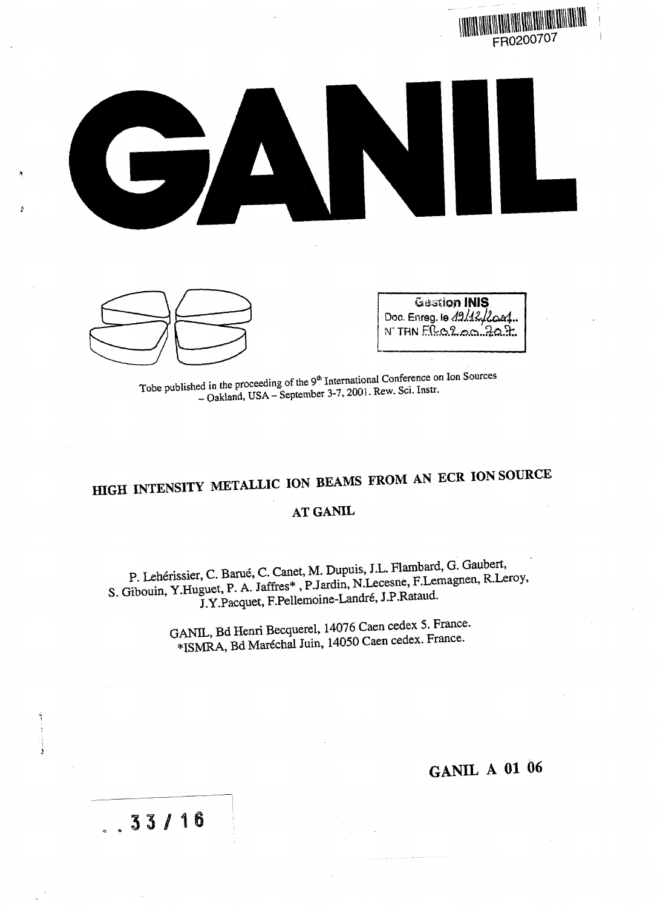FR0200707

# GANIL

Gestion INIS
Doc. Enreg. le 19/12/2001
N° TRN FR0200707

Tobe published in the proceeding of the 9[th] International Conference on Ion Sources – Oakland, USA – September 3-7, 2001. Rew. Sci. Instr.

## HIGH INTENSITY METALLIC ION BEAMS FROM AN ECR ION SOURCE AT GANIL

P. Lehérissier, C. Barué, C. Canet, M. Dupuis, J.L. Flambard, G. Gaubert, S. Gibouin, Y.Huguet, P. A. Jaffres* , P.Jardin, N.Lecesne, F.Lemagnen, R.Leroy, J.Y.Pacquet, F.Pellemoine-Landré, J.P.Rataud.

GANIL, Bd Henri Becquerel, 14076 Caen cedex 5. France.
*ISMRA, Bd Maréchal Juin, 14050 Caen cedex. France.

**GANIL A 01 06**

33 / 16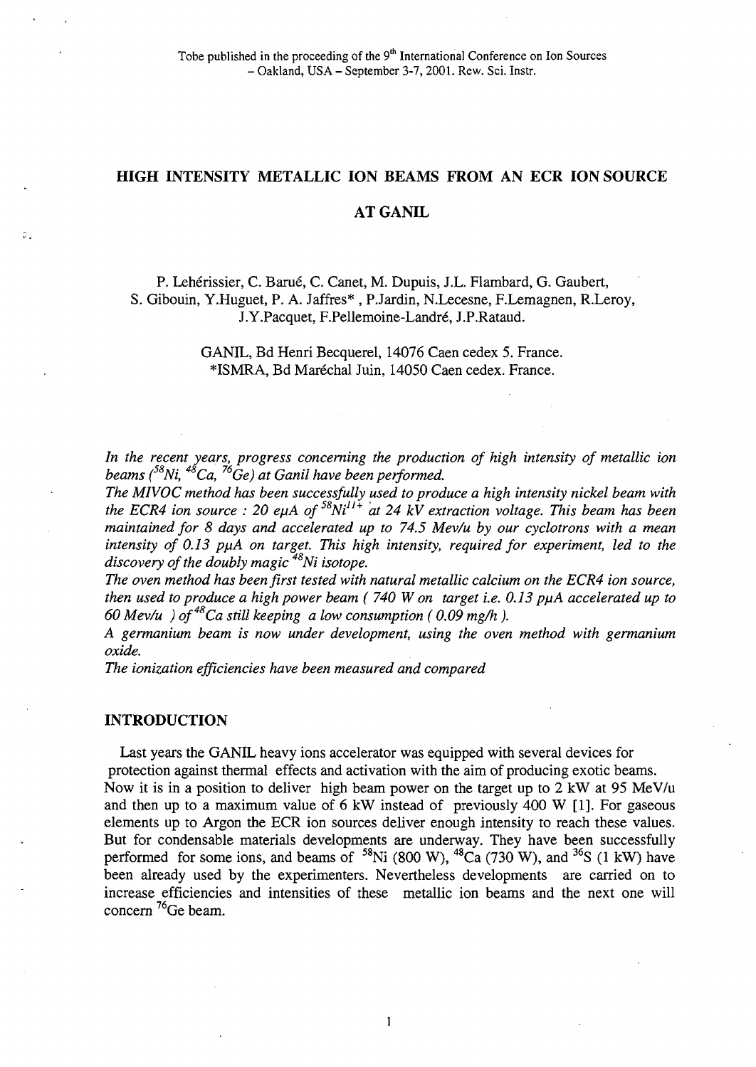Tobe published in the proceeding of the 9th International Conference on Ion Sources – Oakland, USA – September 3-7, 2001. Rew. Sci. Instr.

# HIGH INTENSITY METALLIC ION BEAMS FROM AN ECR ION SOURCE AT GANIL

P. Lehérissier, C. Barué, C. Canet, M. Dupuis, J.L. Flambard, G. Gaubert, S. Gibouin, Y.Huguet, P. A. Jaffres*, P.Jardin, N.Lecesne, F.Lemagnen, R.Leroy, J.Y.Pacquet, F.Pellemoine-Landré, J.P.Rataud.

GANIL, Bd Henri Becquerel, 14076 Caen cedex 5. France.
*ISMRA, Bd Maréchal Juin, 14050 Caen cedex. France.

*In the recent years, progress concerning the production of high intensity of metallic ion beams ($^{58}Ni$, $^{48}Ca$, $^{76}Ge$) at Ganil have been performed.*

*The MIVOC method has been successfully used to produce a high intensity nickel beam with the ECR4 ion source : 20 eμA of $^{58}Ni^{11+}$ at 24 kV extraction voltage. This beam has been maintained for 8 days and accelerated up to 74.5 Mev/u by our cyclotrons with a mean intensity of 0.13 pμA on target. This high intensity, required for experiment, led to the discovery of the doubly magic $^{48}Ni$ isotope.*

*The oven method has been first tested with natural metallic calcium on the ECR4 ion source, then used to produce a high power beam ( 740 W on target i.e. 0.13 pμA accelerated up to 60 Mev/u ) of $^{48}Ca$ still keeping a low consumption ( 0.09 mg/h ).*

*A germanium beam is now under development, using the oven method with germanium oxide.*

*The ionization efficiencies have been measured and compared*

## INTRODUCTION

Last years the GANIL heavy ions accelerator was equipped with several devices for protection against thermal effects and activation with the aim of producing exotic beams. Now it is in a position to deliver high beam power on the target up to 2 kW at 95 MeV/u and then up to a maximum value of 6 kW instead of previously 400 W [1]. For gaseous elements up to Argon the ECR ion sources deliver enough intensity to reach these values. But for condensable materials developments are underway. They have been successfully performed for some ions, and beams of $^{58}Ni$ (800 W), $^{48}Ca$ (730 W), and $^{36}S$ (1 kW) have been already used by the experimenters. Nevertheless developments are carried on to increase efficiencies and intensities of these metallic ion beams and the next one will concern $^{76}Ge$ beam.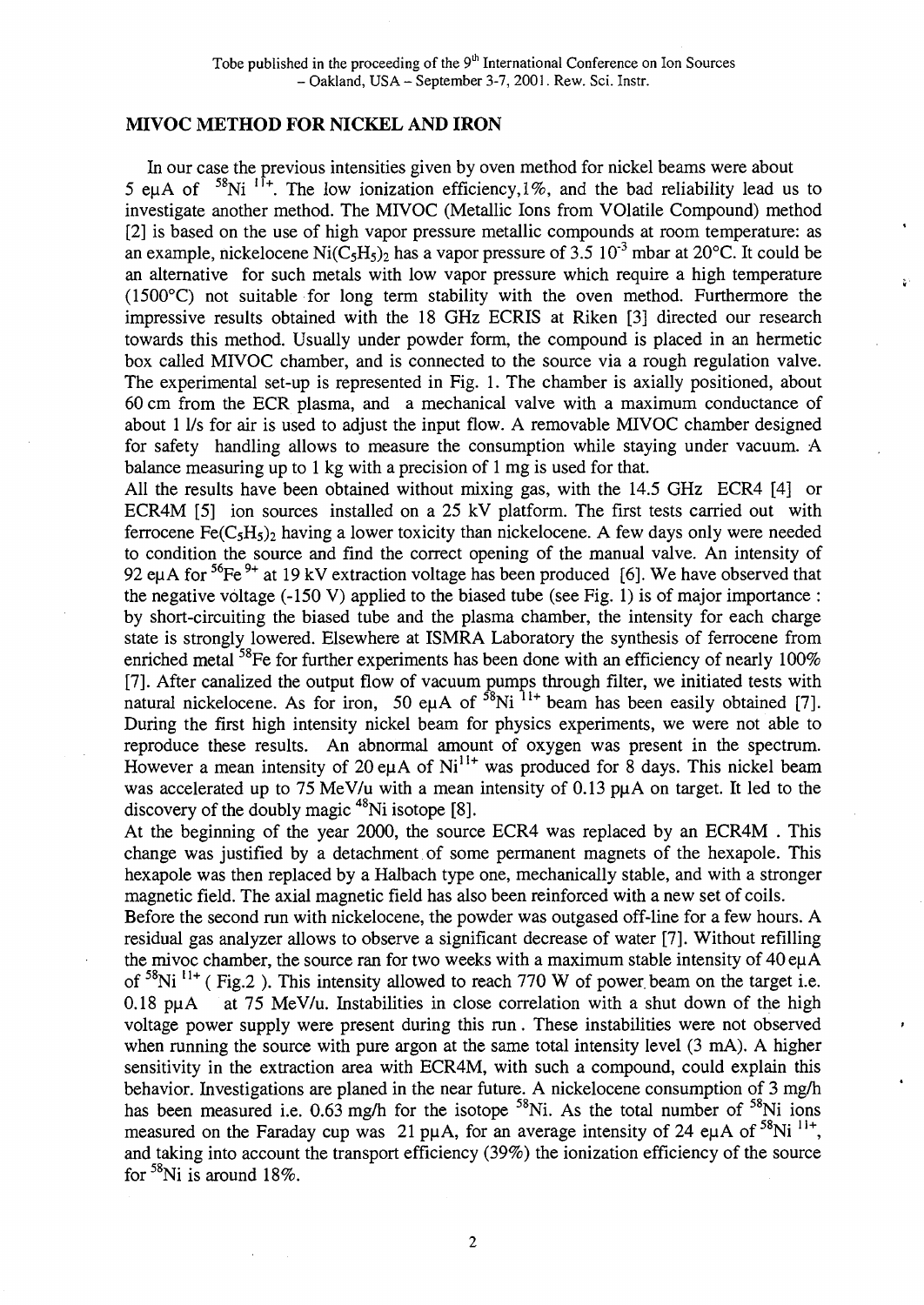## MIVOC METHOD FOR NICKEL AND IRON

In our case the previous intensities given by oven method for nickel beams were about 5 eμA of $^{58}Ni^{11+}$. The low ionization efficiency,1%, and the bad reliability lead us to investigate another method. The MIVOC (Metallic Ions from VOlatile Compound) method [2] is based on the use of high vapor pressure metallic compounds at room temperature: as an example, nickelocene $Ni(C_5H_5)_2$ has a vapor pressure of 3.5 $10^{-3}$ mbar at 20°C. It could be an alternative for such metals with low vapor pressure which require a high temperature (1500°C) not suitable for long term stability with the oven method. Furthermore the impressive results obtained with the 18 GHz ECRIS at Riken [3] directed our research towards this method. Usually under powder form, the compound is placed in an hermetic box called MIVOC chamber, and is connected to the source via a rough regulation valve. The experimental set-up is represented in Fig. 1. The chamber is axially positioned, about 60 cm from the ECR plasma, and a mechanical valve with a maximum conductance of about 1 l/s for air is used to adjust the input flow. A removable MIVOC chamber designed for safety handling allows to measure the consumption while staying under vacuum. A balance measuring up to 1 kg with a precision of 1 mg is used for that.

All the results have been obtained without mixing gas, with the 14.5 GHz ECR4 [4] or ECR4M [5] ion sources installed on a 25 kV platform. The first tests carried out with ferrocene $Fe(C_5H_5)_2$ having a lower toxicity than nickelocene. A few days only were needed to condition the source and find the correct opening of the manual valve. An intensity of 92 eμA for $^{56}Fe^{9+}$ at 19 kV extraction voltage has been produced [6]. We have observed that the negative voltage (-150 V) applied to the biased tube (see Fig. 1) is of major importance : by short-circuiting the biased tube and the plasma chamber, the intensity for each charge state is strongly lowered. Elsewhere at ISMRA Laboratory the synthesis of ferrocene from enriched metal $^{58}Fe$ for further experiments has been done with an efficiency of nearly 100% [7]. After canalized the output flow of vacuum pumps through filter, we initiated tests with natural nickelocene. As for iron, 50 eμA of $^{58}Ni^{11+}$ beam has been easily obtained [7]. During the first high intensity nickel beam for physics experiments, we were not able to reproduce these results. An abnormal amount of oxygen was present in the spectrum. However a mean intensity of 20 eμA of $Ni^{11+}$ was produced for 8 days. This nickel beam was accelerated up to 75 MeV/u with a mean intensity of 0.13 pμA on target. It led to the discovery of the doubly magic $^{48}Ni$ isotope [8].

At the beginning of the year 2000, the source ECR4 was replaced by an ECR4M . This change was justified by a detachment of some permanent magnets of the hexapole. This hexapole was then replaced by a Halbach type one, mechanically stable, and with a stronger magnetic field. The axial magnetic field has also been reinforced with a new set of coils.

Before the second run with nickelocene, the powder was outgased off-line for a few hours. A residual gas analyzer allows to observe a significant decrease of water [7]. Without refilling the mivoc chamber, the source ran for two weeks with a maximum stable intensity of 40 eμA of $^{58}Ni^{11+}$ ( Fig.2 ). This intensity allowed to reach 770 W of power beam on the target i.e. 0.18 pμA at 75 MeV/u. Instabilities in close correlation with a shut down of the high voltage power supply were present during this run . These instabilities were not observed when running the source with pure argon at the same total intensity level (3 mA). A higher sensitivity in the extraction area with ECR4M, with such a compound, could explain this behavior. Investigations are planed in the near future. A nickelocene consumption of 3 mg/h has been measured i.e. 0.63 mg/h for the isotope $^{58}Ni$. As the total number of $^{58}Ni$ ions measured on the Faraday cup was 21 pμA, for an average intensity of 24 eμA of $^{58}Ni^{11+}$, and taking into account the transport efficiency (39%) the ionization efficiency of the source for $^{58}Ni$ is around 18%.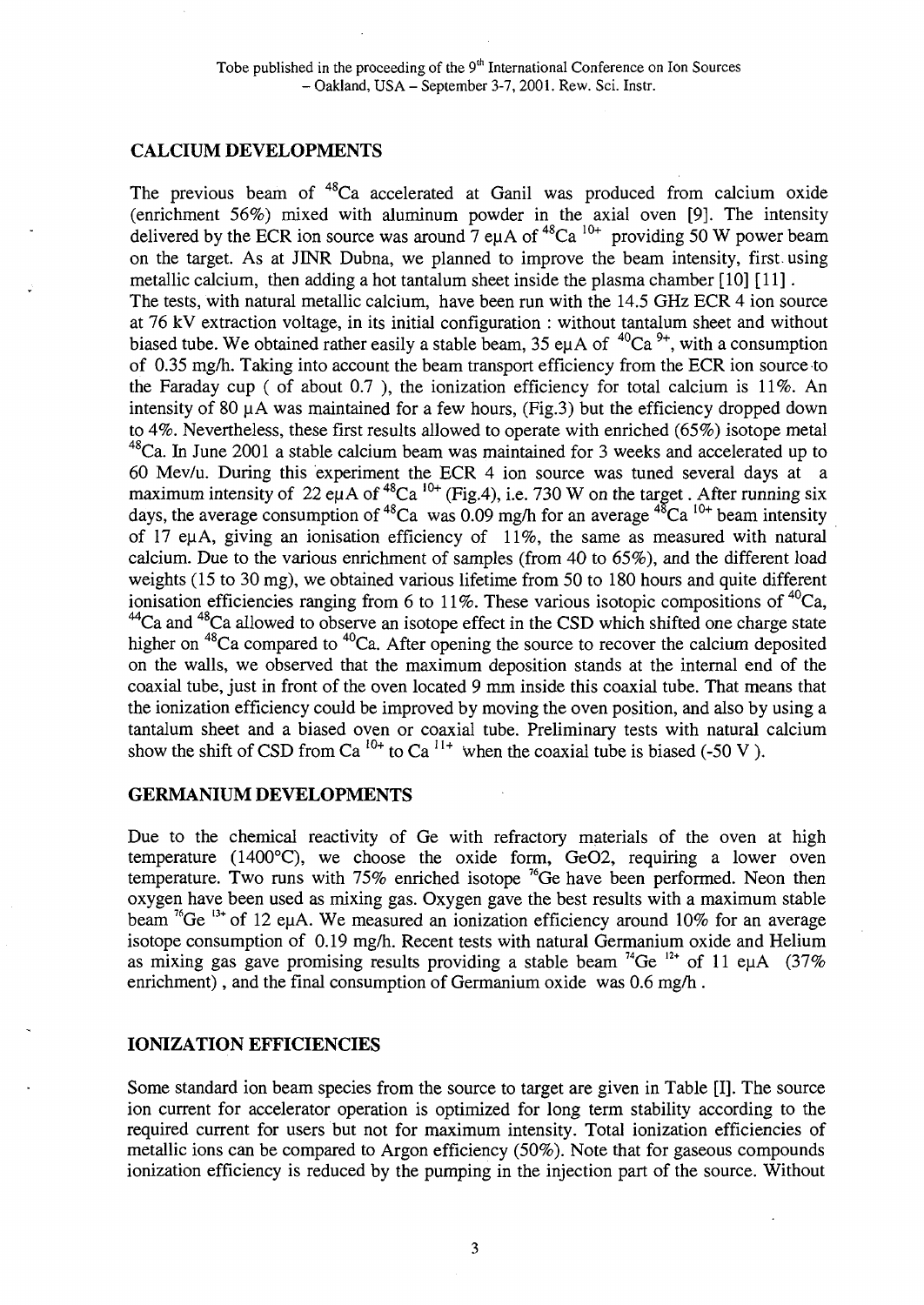## CALCIUM DEVELOPMENTS

The previous beam of $^{48}Ca$ accelerated at Ganil was produced from calcium oxide (enrichment 56%) mixed with aluminum powder in the axial oven [9]. The intensity delivered by the ECR ion source was around 7 eμA of $^{48}Ca^{10+}$ providing 50 W power beam on the target. As at JINR Dubna, we planned to improve the beam intensity, first using metallic calcium, then adding a hot tantalum sheet inside the plasma chamber [10] [11].

The tests, with natural metallic calcium, have been run with the 14.5 GHz ECR 4 ion source at 76 kV extraction voltage, in its initial configuration : without tantalum sheet and without biased tube. We obtained rather easily a stable beam, 35 eμA of $^{40}Ca^{9+}$, with a consumption of 0.35 mg/h. Taking into account the beam transport efficiency from the ECR ion source to the Faraday cup ( of about 0.7 ), the ionization efficiency for total calcium is 11%. An intensity of 80 μA was maintained for a few hours, (Fig.3) but the efficiency dropped down to 4%. Nevertheless, these first results allowed to operate with enriched (65%) isotope metal $^{48}Ca$. In June 2001 a stable calcium beam was maintained for 3 weeks and accelerated up to 60 Mev/u. During this experiment the ECR 4 ion source was tuned several days at a maximum intensity of 22 eμA of $^{48}Ca^{10+}$ (Fig.4), i.e. 730 W on the target. After running six days, the average consumption of $^{48}Ca$ was 0.09 mg/h for an average $^{48}Ca^{10+}$ beam intensity of 17 eμA, giving an ionisation efficiency of 11%, the same as measured with natural calcium. Due to the various enrichment of samples (from 40 to 65%), and the different load weights (15 to 30 mg), we obtained various lifetime from 50 to 180 hours and quite different ionisation efficiencies ranging from 6 to 11%. These various isotopic compositions of $^{40}Ca$, $^{44}Ca$ and $^{48}Ca$ allowed to observe an isotope effect in the CSD which shifted one charge state higher on $^{48}Ca$ compared to $^{40}Ca$. After opening the source to recover the calcium deposited on the walls, we observed that the maximum deposition stands at the internal end of the coaxial tube, just in front of the oven located 9 mm inside this coaxial tube. That means that the ionization efficiency could be improved by moving the oven position, and also by using a tantalum sheet and a biased oven or coaxial tube. Preliminary tests with natural calcium show the shift of CSD from $Ca^{10+}$ to $Ca^{11+}$ when the coaxial tube is biased (-50 V ).

## GERMANIUM DEVELOPMENTS

Due to the chemical reactivity of Ge with refractory materials of the oven at high temperature (1400°C), we choose the oxide form, GeO2, requiring a lower oven temperature. Two runs with 75% enriched isotope $^{76}Ge$ have been performed. Neon then oxygen have been used as mixing gas. Oxygen gave the best results with a maximum stable beam $^{76}Ge^{13+}$ of 12 eμA. We measured an ionization efficiency around 10% for an average isotope consumption of 0.19 mg/h. Recent tests with natural Germanium oxide and Helium as mixing gas gave promising results providing a stable beam $^{74}Ge^{12+}$ of 11 eμA (37% enrichment) , and the final consumption of Germanium oxide was 0.6 mg/h .

## IONIZATION EFFICIENCIES

Some standard ion beam species from the source to target are given in Table [I]. The source ion current for accelerator operation is optimized for long term stability according to the required current for users but not for maximum intensity. Total ionization efficiencies of metallic ions can be compared to Argon efficiency (50%). Note that for gaseous compounds ionization efficiency is reduced by the pumping in the injection part of the source. Without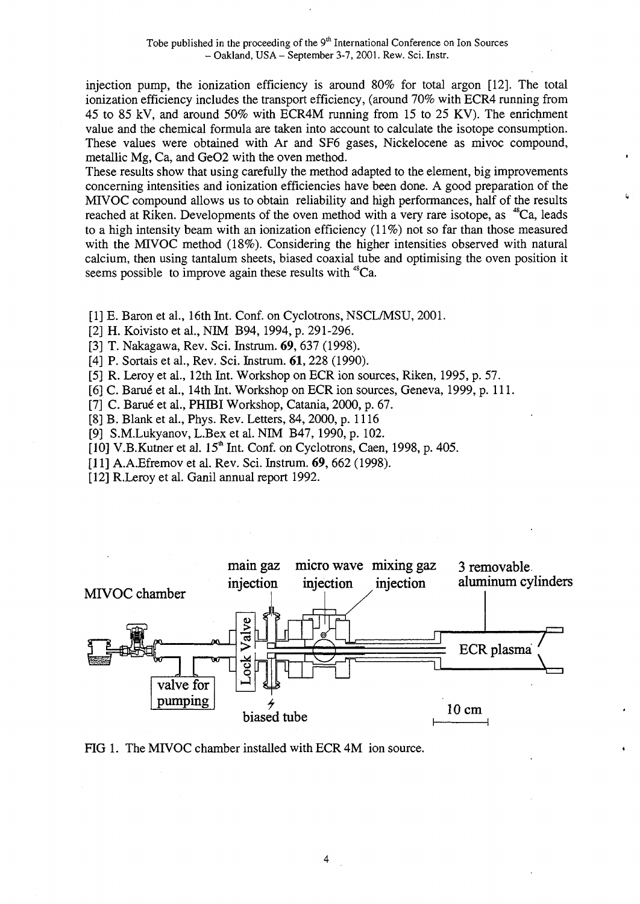injection pump, the ionization efficiency is around 80% for total argon [12]. The total ionization efficiency includes the transport efficiency, (around 70% with ECR4 running from 45 to 85 kV, and around 50% with ECR4M running from 15 to 25 KV). The enrichment value and the chemical formula are taken into account to calculate the isotope consumption. These values were obtained with Ar and SF6 gases, Nickelocene as mivoc compound, metallic Mg, Ca, and GeO2 with the oven method.

These results show that using carefully the method adapted to the element, big improvements concerning intensities and ionization efficiencies have been done. A good preparation of the MIVOC compound allows us to obtain reliability and high performances, half of the results reached at Riken. Developments of the oven method with a very rare isotope, as $^{48}$Ca, leads to a high intensity beam with an ionization efficiency (11%) not so far than those measured with the MIVOC method (18%). Considering the higher intensities observed with natural calcium, then using tantalum sheets, biased coaxial tube and optimising the oven position it seems possible to improve again these results with $^{48}$Ca.

[1] E. Baron et al., 16th Int. Conf. on Cyclotrons, NSCL/MSU, 2001.
[2] H. Koivisto et al., NIM B94, 1994, p. 291-296.
[3] T. Nakagawa, Rev. Sci. Instrum. **69**, 637 (1998).
[4] P. Sortais et al., Rev. Sci. Instrum. **61**, 228 (1990).
[5] R. Leroy et al., 12th Int. Workshop on ECR ion sources, Riken, 1995, p. 57.
[6] C. Barué et al., 14th Int. Workshop on ECR ion sources, Geneva, 1999, p. 111.
[7] C. Barué et al., PHIBI Workshop, Catania, 2000, p. 67.
[8] B. Blank et al., Phys. Rev. Letters, 84, 2000, p. 1116
[9] S.M.Lukyanov, L.Bex et al. NIM B47, 1990, p. 102.
[10] V.B.Kutner et al. 15th Int. Conf. on Cyclotrons, Caen, 1998, p. 405.
[11] A.A.Efremov et al. Rev. Sci. Instrum. **69**, 662 (1998).
[12] R.Leroy et al. Ganil annual report 1992.

FIG 1. The MIVOC chamber installed with ECR 4M ion source.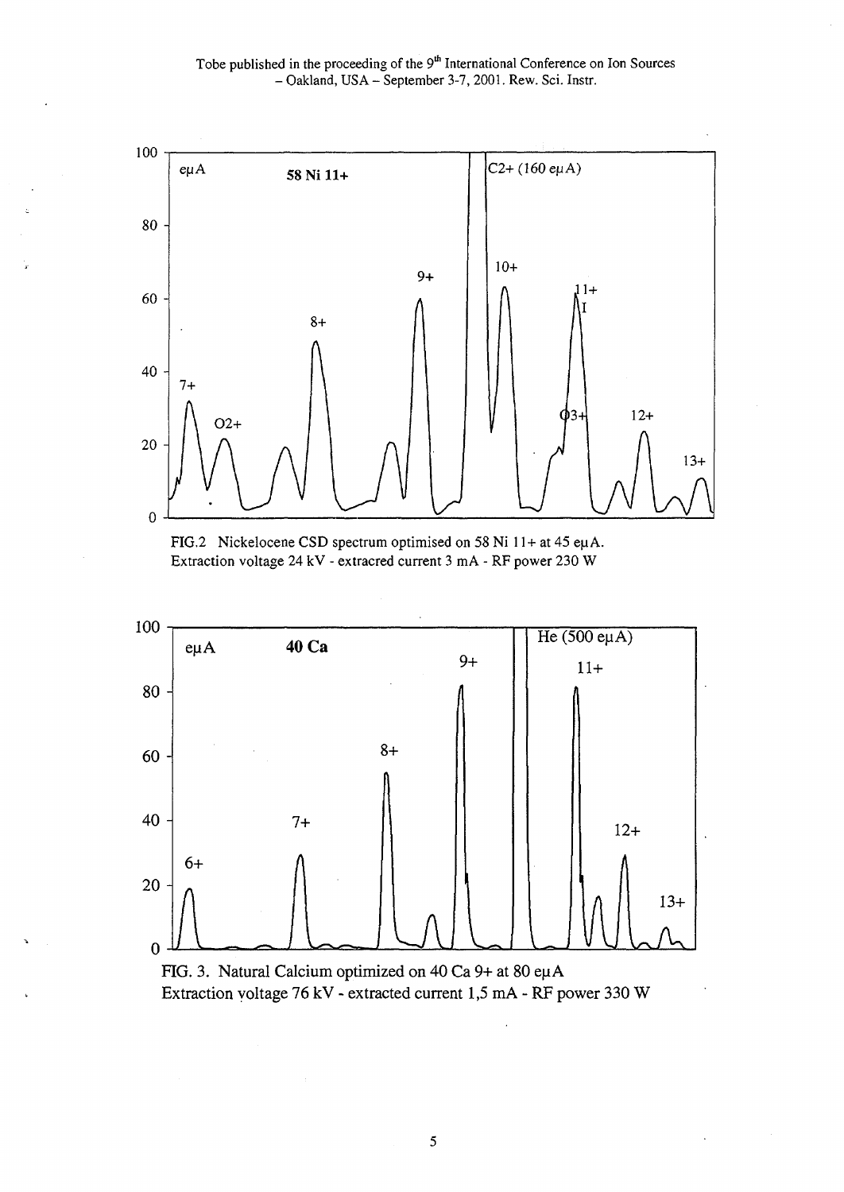FIG.2 Nickelocene CSD spectrum optimised on 58 Ni 11+ at 45 eμA. Extraction voltage 24 kV - extracred current 3 mA - RF power 230 W

FIG. 3. Natural Calcium optimized on 40 Ca 9+ at 80 eμA Extraction voltage 76 kV - extracted current 1,5 mA - RF power 330 W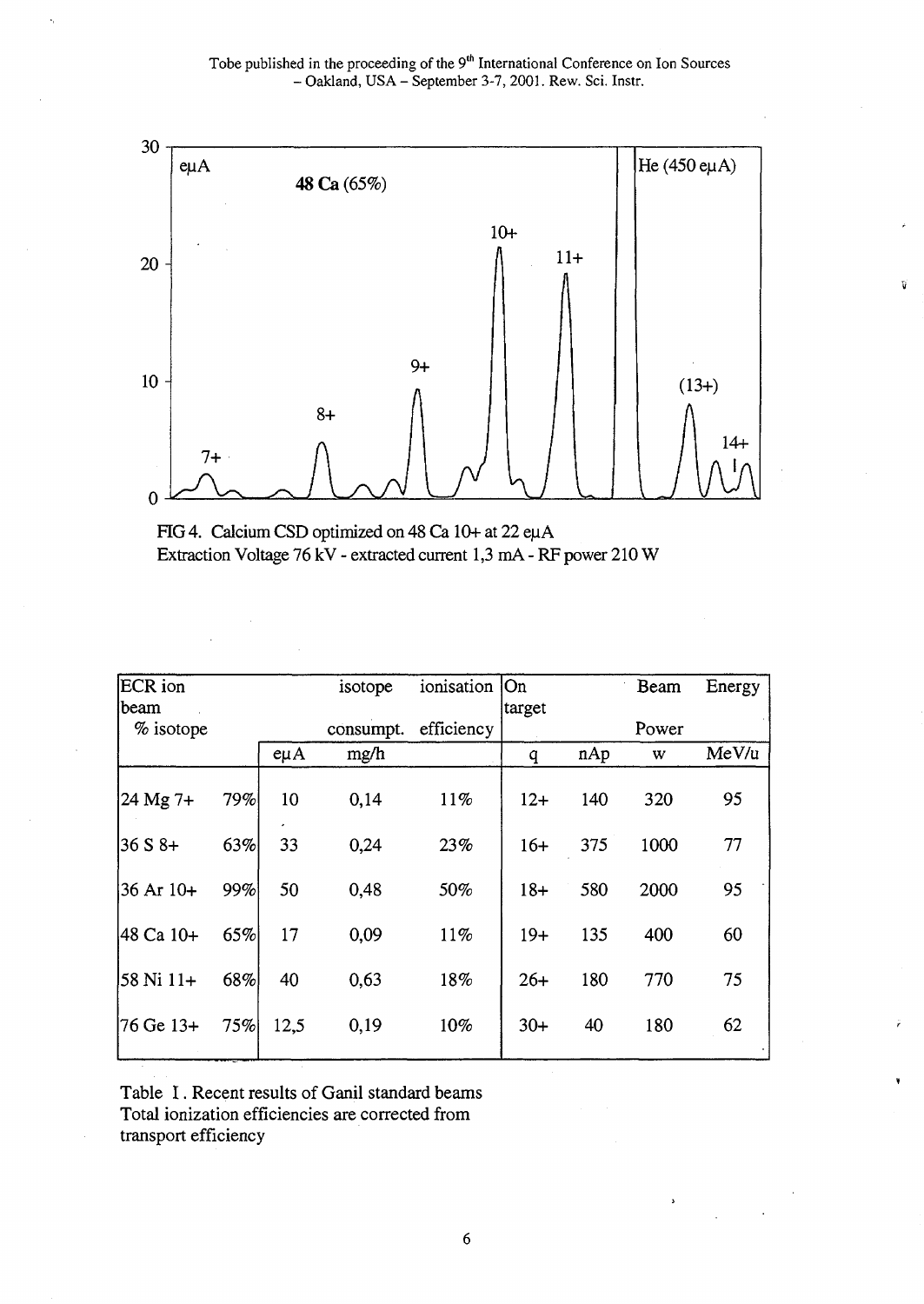30

eμA

**48 Ca** (65%)

He (450 eμA)

20

10

0

7+

8+

9+

10+

11+

(13+)

14+

FIG 4. Calcium CSD optimized on 48 Ca 10+ at 22 eμA
Extraction Voltage 76 kV - extracted current 1,3 mA - RF power 210 W

| ECR ion beam % isotope | | | isotope consumpt. | ionisation efficiency | On target | | Beam Power | Energy |
|---|---|---|---|---|---|---|---|---|
| | | eμA | mg/h | | q | nAp | w | MeV/u |
| 24 Mg 7+ | 79% | 10 | 0,14 | 11% | 12+ | 140 | 320 | 95 |
| 36 S 8+ | 63% | 33 | 0,24 | 23% | 16+ | 375 | 1000 | 77 |
| 36 Ar 10+ | 99% | 50 | 0,48 | 50% | 18+ | 580 | 2000 | 95 |
| 48 Ca 10+ | 65% | 17 | 0,09 | 11% | 19+ | 135 | 400 | 60 |
| 58 Ni 11+ | 68% | 40 | 0,63 | 18% | 26+ | 180 | 770 | 75 |
| 76 Ge 13+ | 75% | 12,5 | 0,19 | 10% | 30+ | 40 | 180 | 62 |

Table I. Recent results of Ganil standard beams
Total ionization efficiencies are corrected from transport efficiency